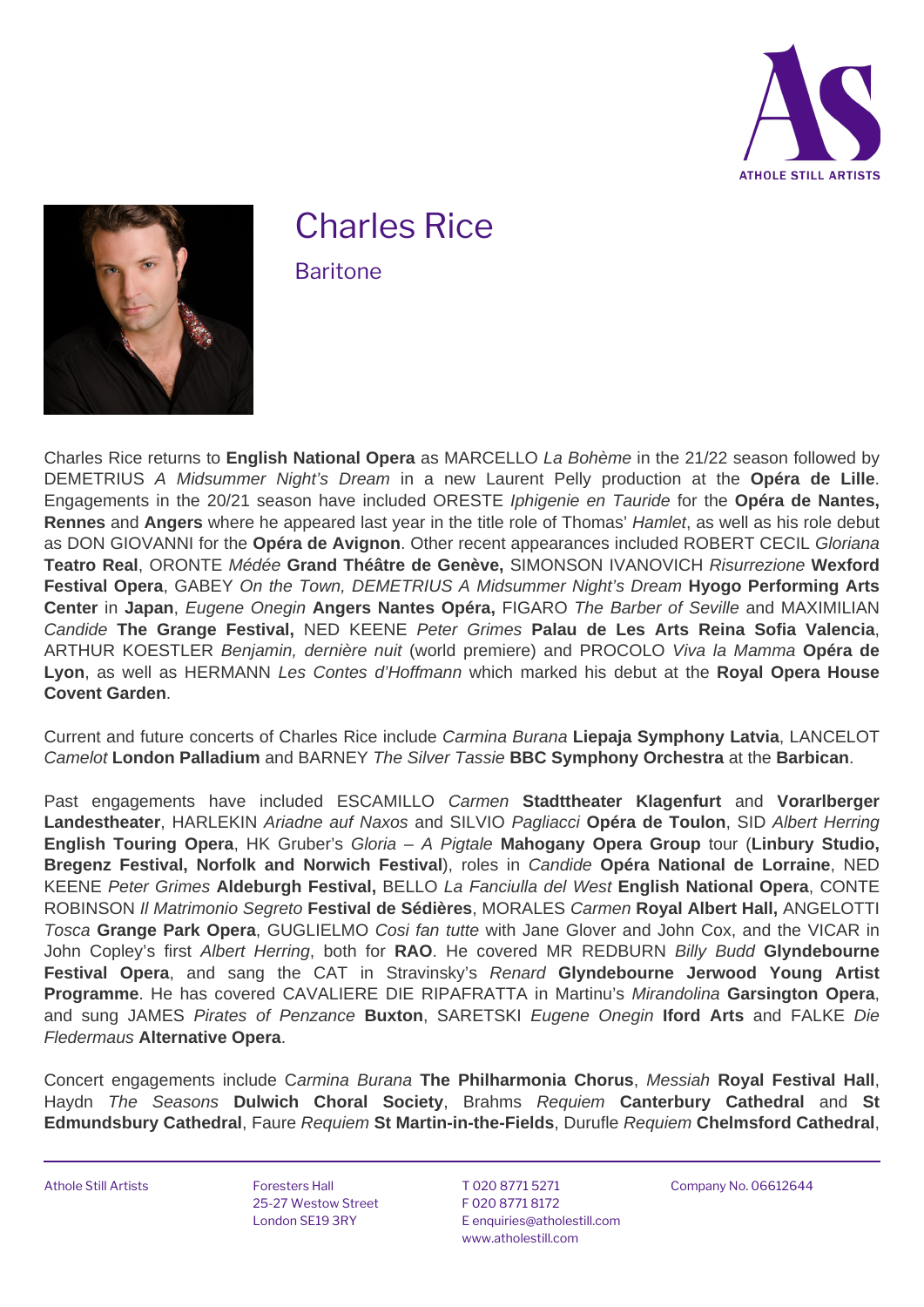# Charles Rice

## Baritone

Charles Rice returns to **English National Opera** as MARCELLO *La Bohème* in the 21/22 season followed by DEMETRIUS *A Midsummer Night's Dream* in a new Laurent Pelly production at the **Opéra de Lille**. Engagements in the 20/21 season have included ORESTE *Iphigenie en Tauride* for the **Opéra de Nantes, Rennes** and **Angers** where he appeared last year in the title role of Thomas' *Hamlet*, as well as his role debut as DON GIOVANNI for the **Opéra de Avignon**. Other recent appearances included ROBERT CECIL *Gloriana* **Teatro Real**, ORONTE *Médée* **Grand Théâtre de Genève,** SIMONSON IVANOVICH *Risurrezione* **Wexford Festival Opera**, GABEY *On the Town, DEMETRIUS A Midsummer Night's Dream* **Hyogo Performing Arts Center** in **Japan**, *Eugene Onegin* **Angers Nantes Opéra,** FIGARO *The Barber of Seville* and MAXIMILIAN *Candide* **The Grange Festival,** NED KEENE *Peter Grimes* **Palau de Les Arts Reina Sofia Valencia**, ARTHUR KOESTLER *Benjamin, dernière nuit* (world premiere) and PROCOLO *Viva la Mamma* **Opéra de Lyon**, as well as HERMANN *Les Contes d'Hoffmann* which marked his debut at the **Royal Opera House Covent Garden**.

Current and future concerts of Charles Rice include *Carmina Burana* **Liepaja Symphony Latvia**, LANCELOT *Camelot* **London Palladium** and BARNEY *The Silver Tassie* **BBC Symphony Orchestra** at the **Barbican**.

Past engagements have included ESCAMILLO *Carmen* **Stadttheater Klagenfurt** and **Vorarlberger Landestheater**, HARLEKIN *Ariadne auf Naxos* and SILVIO *Pagliacci* **Opéra de Toulon**, SID *Albert Herring* **English Touring Opera**, HK Gruber's *Gloria – A Pigtale* **Mahogany Opera Group** tour (**Linbury Studio, Bregenz Festival, Norfolk and Norwich Festival**), roles in *Candide* **Opéra National de Lorraine**, NED KEENE *Peter Grimes* **Aldeburgh Festival,** BELLO *La Fanciulla del West* **English National Opera**, CONTE ROBINSON *Il Matrimonio Segreto* **Festival de Sédières**, MORALES *Carmen* **Royal Albert Hall,** ANGELOTTI *Tosca* **Grange Park Opera**, GUGLIELMO *Cosi fan tutte* with Jane Glover and John Cox, and the VICAR in John Copley's first *Albert Herring*, both for **RAO**. He covered MR REDBURN *Billy Budd* **Glyndebourne Festival Opera**, and sang the CAT in Stravinsky's *Renard* **Glyndebourne Jerwood Young Artist Programme**. He has covered CAVALIERE DIE RIPAFRATTA in Martinu's *Mirandolina* **Garsington Opera**, and sung JAMES *Pirates of Penzance* **Buxton**, SARETSKI *Eugene Onegin* **Iford Arts** and FALKE *Die Fledermaus* **Alternative Opera**.

Concert engagements include C*armina Burana* **The Philharmonia Chorus**, *Messiah* **Royal Festival Hall**, Haydn *The Seasons* **Dulwich Choral Society**, Brahms *Requiem* **Canterbury Cathedral** and **St Edmundsbury Cathedral**, Faure *Requiem* **St Martin-in-the-Fields**, Durufle *Requiem* **Chelmsford Cathedral**,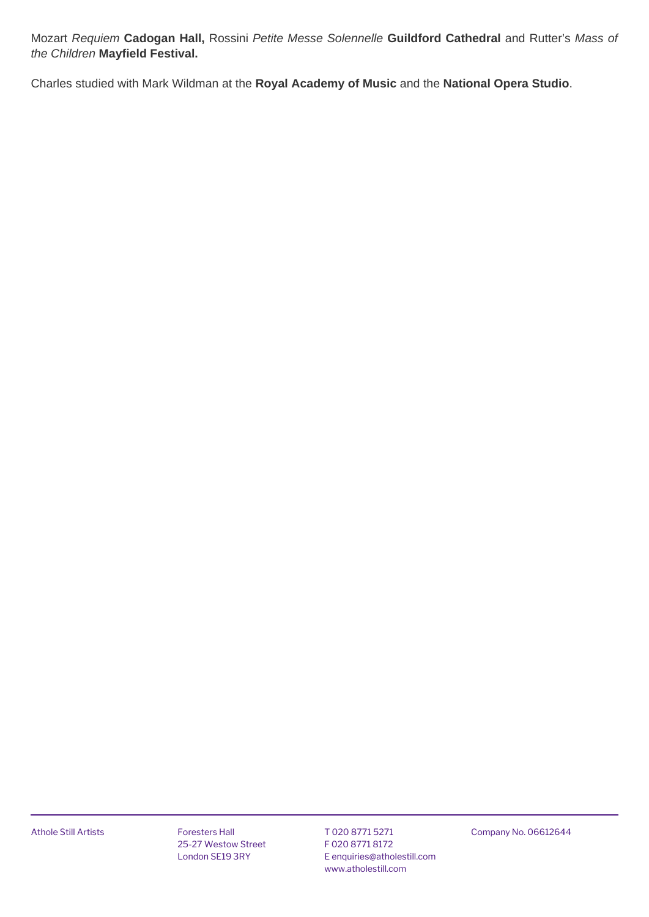Mozart *Requiem* **Cadogan Hall,** Rossini *Petite Messe Solennelle* **Guildford Cathedral** and Rutter's *Mass of the Children* **Mayfield Festival.**

Charles studied with Mark Wildman at the **Royal Academy of Music** and the **National Opera Studio**.